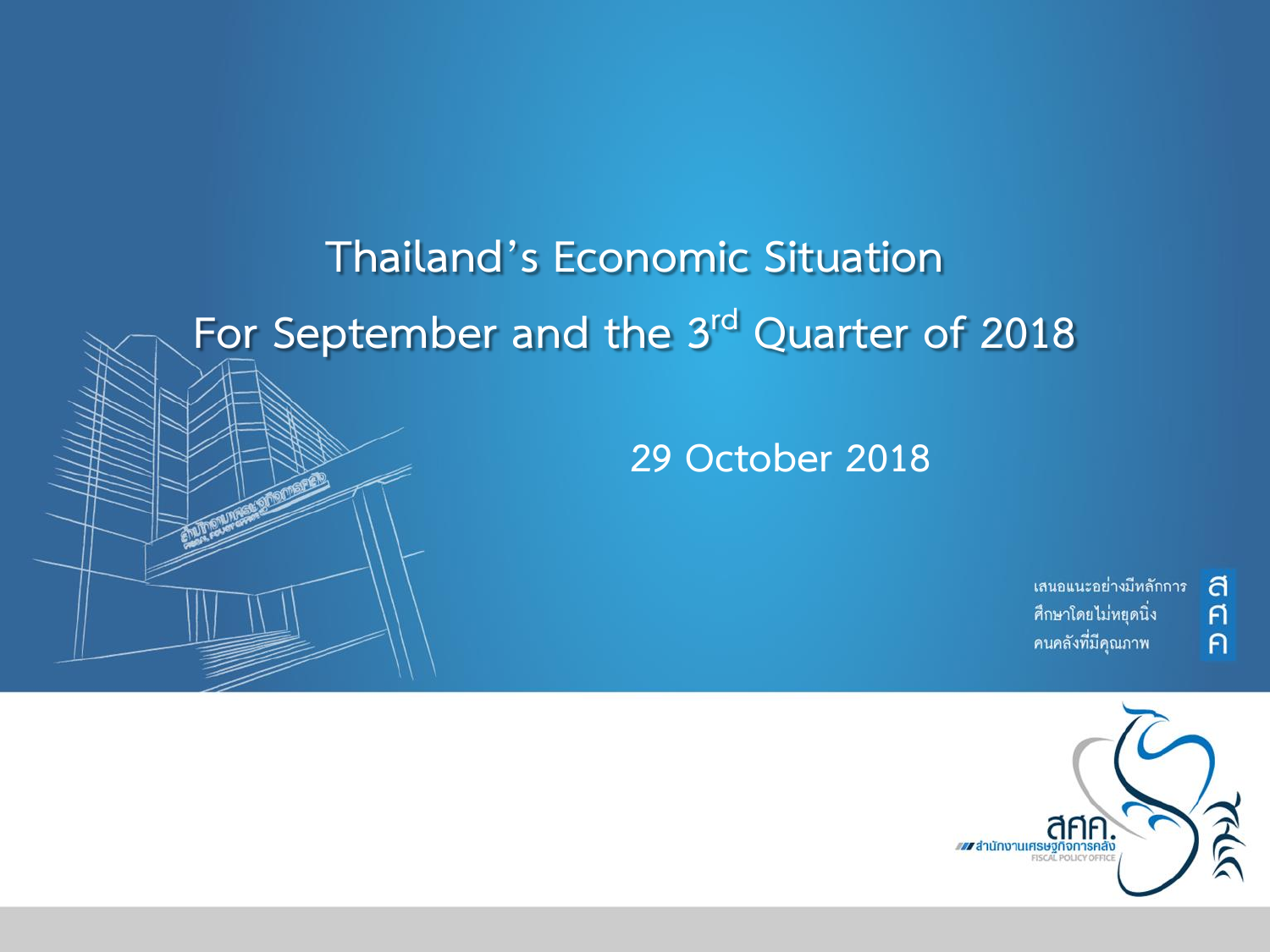# Thailand's Economic Situation

# For September and the 3rd Quarter of 2018

29 October 2018

เสนอแนะอย่างมีหลักการ
ศึกษาโดยไม่หยุดนิ่ง
คนคลังที่มีคุณภาพ

สศค.
สำนักงานเศรษฐกิจการคลัง
FISCAL POLICY OFFICE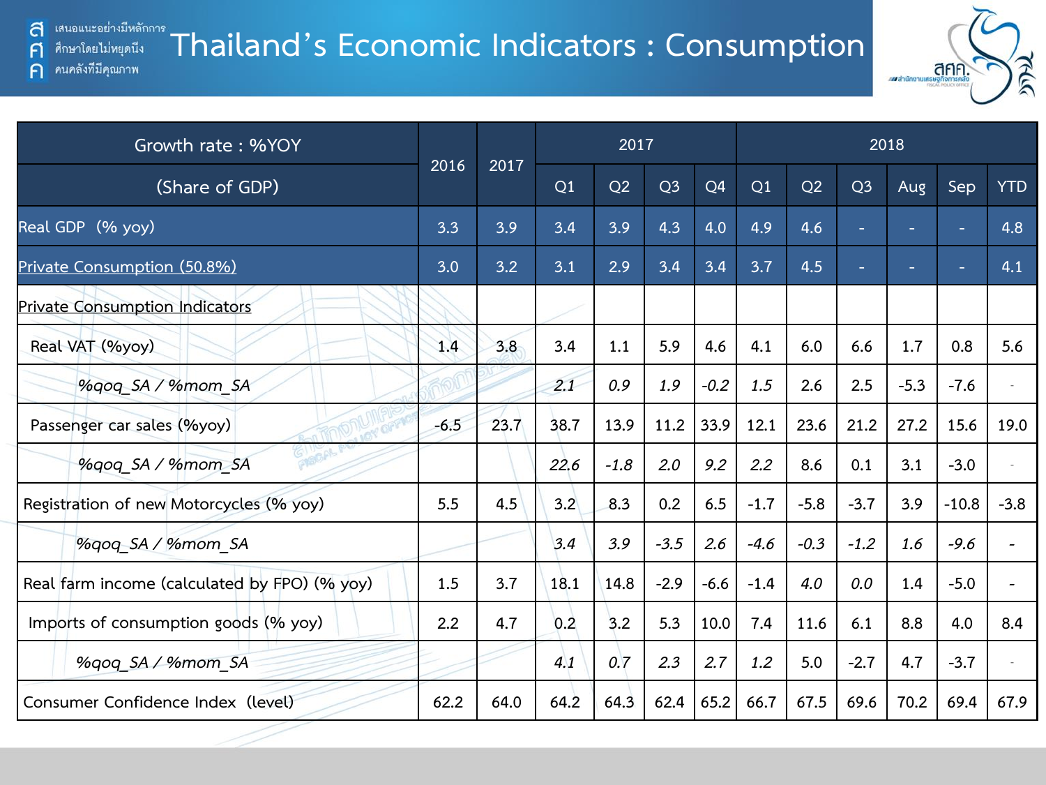# Thailand's Economic Indicators : Consumption

| Growth rate : %YOY (Share of GDP) | 2016 | 2017 | 2017 | | | | 2018 | | | | | |
|---|---|---|---|---|---|---|---|---|---|---|---|---|
| | | | Q1 | Q2 | Q3 | Q4 | Q1 | Q2 | Q3 | Aug | Sep | YTD |
| Real GDP (% yoy) | 3.3 | 3.9 | 3.4 | 3.9 | 4.3 | 4.0 | 4.9 | 4.6 | - | - | - | 4.8 |
| Private Consumption (50.8%) | 3.0 | 3.2 | 3.1 | 2.9 | 3.4 | 3.4 | 3.7 | 4.5 | - | - | - | 4.1 |
| Private Consumption Indicators | | | | | | | | | | | | |
| Real VAT (%yoy) | 1.4 | 3.8 | 3.4 | 1.1 | 5.9 | 4.6 | 4.1 | 6.0 | 6.6 | 1.7 | 0.8 | 5.6 |
| *%qoq_SA / %mom_SA* | | | *2.1* | *0.9* | *1.9* | *-0.2* | *1.5* | 2.6 | 2.5 | -5.3 | -7.6 | - |
| Passenger car sales (%yoy) | -6.5 | 23.7 | 38.7 | 13.9 | 11.2 | 33.9 | 12.1 | 23.6 | 21.2 | 27.2 | 15.6 | 19.0 |
| *%qoq_SA / %mom_SA* | | | *22.6* | *-1.8* | *2.0* | *9.2* | *2.2* | 8.6 | 0.1 | 3.1 | -3.0 | - |
| Registration of new Motorcycles (% yoy) | 5.5 | 4.5 | 3.2 | 8.3 | 0.2 | 6.5 | -1.7 | -5.8 | -3.7 | 3.9 | -10.8 | -3.8 |
| *%qoq_SA / %mom_SA* | | | *3.4* | *3.9* | *-3.5* | *2.6* | *-4.6* | *-0.3* | *-1.2* | *1.6* | *-9.6* | - |
| Real farm income (calculated by FPO) (% yoy) | 1.5 | 3.7 | 18.1 | 14.8 | -2.9 | -6.6 | -1.4 | *4.0* | *0.0* | 1.4 | -5.0 | - |
| Imports of consumption goods (% yoy) | 2.2 | 4.7 | 0.2 | 3.2 | 5.3 | 10.0 | 7.4 | 11.6 | 6.1 | 8.8 | 4.0 | 8.4 |
| *%qoq_SA / %mom_SA* | | | *4.1* | *0.7* | *2.3* | *2.7* | *1.2* | 5.0 | -2.7 | 4.7 | -3.7 | - |
| Consumer Confidence Index (level) | 62.2 | 64.0 | 64.2 | 64.3 | 62.4 | 65.2 | 66.7 | 67.5 | 69.6 | 70.2 | 69.4 | 67.9 |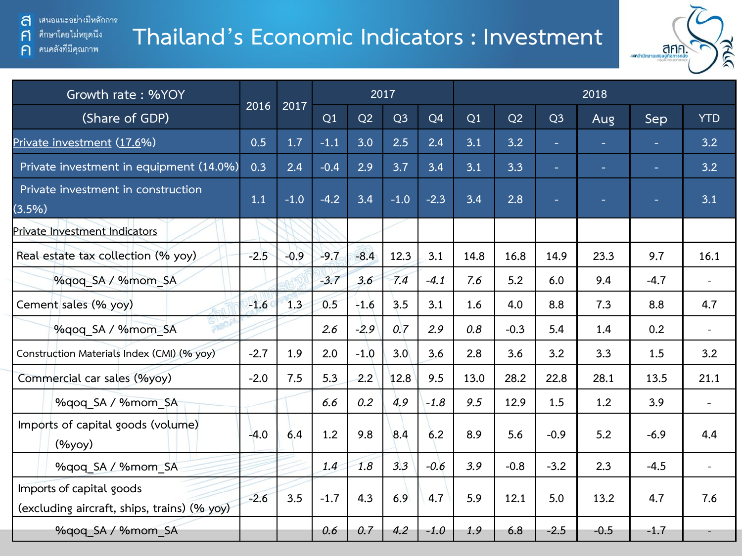# Thailand's Economic Indicators : Investment

| Growth rate : %YOY (Share of GDP) | 2016 | 2017 | 2017 | | | | 2018 | | | | | |
|---|---|---|---|---|---|---|---|---|---|---|---|---|
| | | | Q1 | Q2 | Q3 | Q4 | Q1 | Q2 | Q3 | Aug | Sep | YTD |
| Private investment (17.6%) | 0.5 | 1.7 | -1.1 | 3.0 | 2.5 | 2.4 | 3.1 | 3.2 | - | - | - | 3.2 |
| Private investment in equipment (14.0%) | 0.3 | 2.4 | -0.4 | 2.9 | 3.7 | 3.4 | 3.1 | 3.3 | - | - | - | 3.2 |
| Private investment in construction (3.5%) | 1.1 | -1.0 | -4.2 | 3.4 | -1.0 | -2.3 | 3.4 | 2.8 | - | - | - | 3.1 |
| Private Investment Indicators | | | | | | | | | | | | |
| Real estate tax collection (% yoy) | -2.5 | -0.9 | -9.7 | -8.4 | 12.3 | 3.1 | 14.8 | 16.8 | 14.9 | 23.3 | 9.7 | 16.1 |
| %qoq_SA / %mom_SA | | | *-3.7* | *3.6* | *7.4* | *-4.1* | *7.6* | 5.2 | 6.0 | 9.4 | -4.7 | - |
| Cement sales (% yoy) | -1.6 | 1.3 | 0.5 | -1.6 | 3.5 | 3.1 | 1.6 | 4.0 | 8.8 | 7.3 | 8.8 | 4.7 |
| %qoq_SA / %mom_SA | | | *2.6* | *-2.9* | *0.7* | *2.9* | *0.8* | -0.3 | 5.4 | 1.4 | 0.2 | - |
| Construction Materials Index (CMI) (% yoy) | -2.7 | 1.9 | 2.0 | -1.0 | 3.0 | 3.6 | 2.8 | 3.6 | 3.2 | 3.3 | 1.5 | 3.2 |
| Commercial car sales (%yoy) | -2.0 | 7.5 | 5.3 | 2.2 | 12.8 | 9.5 | 13.0 | 28.2 | 22.8 | 28.1 | 13.5 | 21.1 |
| %qoq_SA / %mom_SA | | | *6.6* | *0.2* | *4.9* | *-1.8* | *9.5* | 12.9 | 1.5 | 1.2 | 3.9 | - |
| Imports of capital goods (volume) (%yoy) | -4.0 | 6.4 | 1.2 | 9.8 | 8.4 | 6.2 | 8.9 | 5.6 | -0.9 | 5.2 | -6.9 | 4.4 |
| %qoq_SA / %mom_SA | | | *1.4* | *1.8* | *3.3* | *-0.6* | *3.9* | -0.8 | -3.2 | 2.3 | -4.5 | - |
| Imports of capital goods (excluding aircraft, ships, trains) (% yoy) | -2.6 | 3.5 | -1.7 | 4.3 | 6.9 | 4.7 | 5.9 | 12.1 | 5.0 | 13.2 | 4.7 | 7.6 |
| %qoq_SA / %mom_SA | | | *0.6* | *0.7* | *4.2* | *-1.0* | *1.9* | 6.8 | -2.5 | -0.5 | -1.7 | - |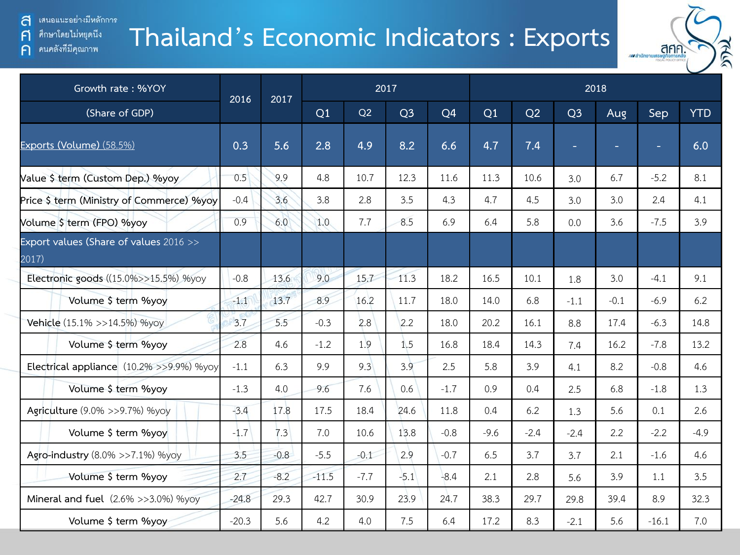# Thailand's Economic Indicators : Exports

เสนอแนะอย่างมีหลักการ
ศึกษาโดยไม่หยุดนิ่ง
คนคลังที่มีคุณภาพ

| Growth rate : %YOY | 2016 | 2017 | 2017 | | | | 2018 | | | | | |
|---|---|---|---|---|---|---|---|---|---|---|---|---|
| (Share of GDP) | | | Q1 | Q2 | Q3 | Q4 | Q1 | Q2 | Q3 | Aug | Sep | YTD |
| Exports (Volume) (58.5%) | 0.3 | 5.6 | 2.8 | 4.9 | 8.2 | 6.6 | 4.7 | 7.4 | - | - | - | 6.0 |
| Value $ term (Custom Dep.) %yoy | 0.5 | 9.9 | 4.8 | 10.7 | 12.3 | 11.6 | 11.3 | 10.6 | 3.0 | 6.7 | -5.2 | 8.1 |
| Price $ term (Ministry of Commerce) %yoy | -0.4 | 3.6 | 3.8 | 2.8 | 3.5 | 4.3 | 4.7 | 4.5 | 3.0 | 3.0 | 2.4 | 4.1 |
| Volume $ term (FPO) %yoy | 0.9 | 6.0 | 1.0 | 7.7 | 8.5 | 6.9 | 6.4 | 5.8 | 0.0 | 3.6 | -7.5 | 3.9 |
| Export values (Share of values 2016 >> 2017) | | | | | | | | | | | | |
| Electronic goods ((15.0%>>15.5%) %yoy | -0.8 | 13.6 | 9.0 | 15.7 | 11.3 | 18.2 | 16.5 | 10.1 | 1.8 | 3.0 | -4.1 | 9.1 |
| Volume $ term %yoy | -1.1 | 13.7 | 8.9 | 16.2 | 11.7 | 18.0 | 14.0 | 6.8 | -1.1 | -0.1 | -6.9 | 6.2 |
| Vehicle (15.1% >>14.5%) %yoy | 3.7 | 5.5 | -0.3 | 2.8 | 2.2 | 18.0 | 20.2 | 16.1 | 8.8 | 17.4 | -6.3 | 14.8 |
| Volume $ term %yoy | 2.8 | 4.6 | -1.2 | 1.9 | 1.5 | 16.8 | 18.4 | 14.3 | 7.4 | 16.2 | -7.8 | 13.2 |
| Electrical appliance (10.2% >>9.9%) %yoy | -1.1 | 6.3 | 9.9 | 9.3 | 3.9 | 2.5 | 5.8 | 3.9 | 4.1 | 8.2 | -0.8 | 4.6 |
| Volume $ term %yoy | -1.3 | 4.0 | 9.6 | 7.6 | 0.6 | -1.7 | 0.9 | 0.4 | 2.5 | 6.8 | -1.8 | 1.3 |
| Agriculture (9.0% >>9.7%) %yoy | -3.4 | 17.8 | 17.5 | 18.4 | 24.6 | 11.8 | 0.4 | 6.2 | 1.3 | 5.6 | 0.1 | 2.6 |
| Volume $ term %yoy | -1.7 | 7.3 | 7.0 | 10.6 | 13.8 | -0.8 | -9.6 | -2.4 | -2.4 | 2.2 | -2.2 | -4.9 |
| Agro-industry (8.0% >>7.1%) %yoy | 3.5 | -0.8 | -5.5 | -0.1 | 2.9 | -0.7 | 6.5 | 3.7 | 3.7 | 2.1 | -1.6 | 4.6 |
| Volume $ term %yoy | 2.7 | -8.2 | -11.5 | -7.7 | -5.1 | -8.4 | 2.1 | 2.8 | 5.6 | 3.9 | 1.1 | 3.5 |
| Mineral and fuel (2.6% >>3.0%) %yoy | -24.8 | 29.3 | 42.7 | 30.9 | 23.9 | 24.7 | 38.3 | 29.7 | 29.8 | 39.4 | 8.9 | 32.3 |
| Volume $ term %yoy | -20.3 | 5.6 | 4.2 | 4.0 | 7.5 | 6.4 | 17.2 | 8.3 | -2.1 | 5.6 | -16.1 | 7.0 |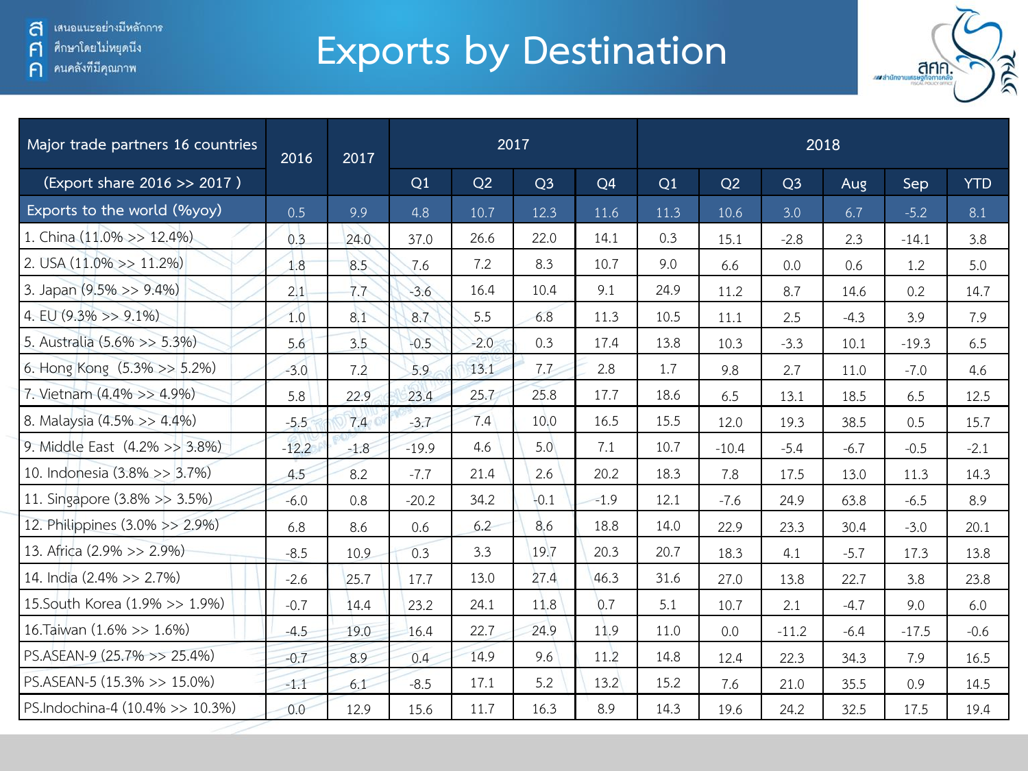# Exports by Destination

| Major trade partners 16 countries | 2016 | 2017 | 2017 | | | | 2018 | | | | | |
|---|---|---|---|---|---|---|---|---|---|---|---|---|
| (Export share 2016 >> 2017 ) | | | Q1 | Q2 | Q3 | Q4 | Q1 | Q2 | Q3 | Aug | Sep | YTD |
| Exports to the world (%yoy) | 0.5 | 9.9 | 4.8 | 10.7 | 12.3 | 11.6 | 11.3 | 10.6 | 3.0 | 6.7 | -5.2 | 8.1 |
| 1. China (11.0% >> 12.4%) | 0.3 | 24.0 | 37.0 | 26.6 | 22.0 | 14.1 | 0.3 | 15.1 | -2.8 | 2.3 | -14.1 | 3.8 |
| 2. USA (11.0% >> 11.2%) | 1.8 | 8.5 | 7.6 | 7.2 | 8.3 | 10.7 | 9.0 | 6.6 | 0.0 | 0.6 | 1.2 | 5.0 |
| 3. Japan (9.5% >> 9.4%) | 2.1 | 7.7 | -3.6 | 16.4 | 10.4 | 9.1 | 24.9 | 11.2 | 8.7 | 14.6 | 0.2 | 14.7 |
| 4. EU (9.3% >> 9.1%) | 1.0 | 8.1 | 8.7 | 5.5 | 6.8 | 11.3 | 10.5 | 11.1 | 2.5 | -4.3 | 3.9 | 7.9 |
| 5. Australia (5.6% >> 5.3%) | 5.6 | 3.5 | -0.5 | -2.0 | 0.3 | 17.4 | 13.8 | 10.3 | -3.3 | 10.1 | -19.3 | 6.5 |
| 6. Hong Kong (5.3% >> 5.2%) | -3.0 | 7.2 | 5.9 | 13.1 | 7.7 | 2.8 | 1.7 | 9.8 | 2.7 | 11.0 | -7.0 | 4.6 |
| 7. Vietnam (4.4% >> 4.9%) | 5.8 | 22.9 | 23.4 | 25.7 | 25.8 | 17.7 | 18.6 | 6.5 | 13.1 | 18.5 | 6.5 | 12.5 |
| 8. Malaysia (4.5% >> 4.4%) | -5.5 | 7.4 | -3.7 | 7.4 | 10.0 | 16.5 | 15.5 | 12.0 | 19.3 | 38.5 | 0.5 | 15.7 |
| 9. Middle East (4.2% >> 3.8%) | -12.2 | -1.8 | -19.9 | 4.6 | 5.0 | 7.1 | 10.7 | -10.4 | -5.4 | -6.7 | -0.5 | -2.1 |
| 10. Indonesia (3.8% >> 3.7%) | 4.5 | 8.2 | -7.7 | 21.4 | 2.6 | 20.2 | 18.3 | 7.8 | 17.5 | 13.0 | 11.3 | 14.3 |
| 11. Singapore (3.8% >> 3.5%) | -6.0 | 0.8 | -20.2 | 34.2 | -0.1 | -1.9 | 12.1 | -7.6 | 24.9 | 63.8 | -6.5 | 8.9 |
| 12. Philippines (3.0% >> 2.9%) | 6.8 | 8.6 | 0.6 | 6.2 | 8.6 | 18.8 | 14.0 | 22.9 | 23.3 | 30.4 | -3.0 | 20.1 |
| 13. Africa (2.9% >> 2.9%) | -8.5 | 10.9 | 0.3 | 3.3 | 19.7 | 20.3 | 20.7 | 18.3 | 4.1 | -5.7 | 17.3 | 13.8 |
| 14. India (2.4% >> 2.7%) | -2.6 | 25.7 | 17.7 | 13.0 | 27.4 | 46.3 | 31.6 | 27.0 | 13.8 | 22.7 | 3.8 | 23.8 |
| 15.South Korea (1.9% >> 1.9%) | -0.7 | 14.4 | 23.2 | 24.1 | 11.8 | 0.7 | 5.1 | 10.7 | 2.1 | -4.7 | 9.0 | 6.0 |
| 16.Taiwan (1.6% >> 1.6%) | -4.5 | 19.0 | 16.4 | 22.7 | 24.9 | 11.9 | 11.0 | 0.0 | -11.2 | -6.4 | -17.5 | -0.6 |
| PS.ASEAN-9 (25.7% >> 25.4%) | -0.7 | 8.9 | 0.4 | 14.9 | 9.6 | 11.2 | 14.8 | 12.4 | 22.3 | 34.3 | 7.9 | 16.5 |
| PS.ASEAN-5 (15.3% >> 15.0%) | -1.1 | 6.1 | -8.5 | 17.1 | 5.2 | 13.2 | 15.2 | 7.6 | 21.0 | 35.5 | 0.9 | 14.5 |
| PS.Indochina-4 (10.4% >> 10.3%) | 0.0 | 12.9 | 15.6 | 11.7 | 16.3 | 8.9 | 14.3 | 19.6 | 24.2 | 32.5 | 17.5 | 19.4 |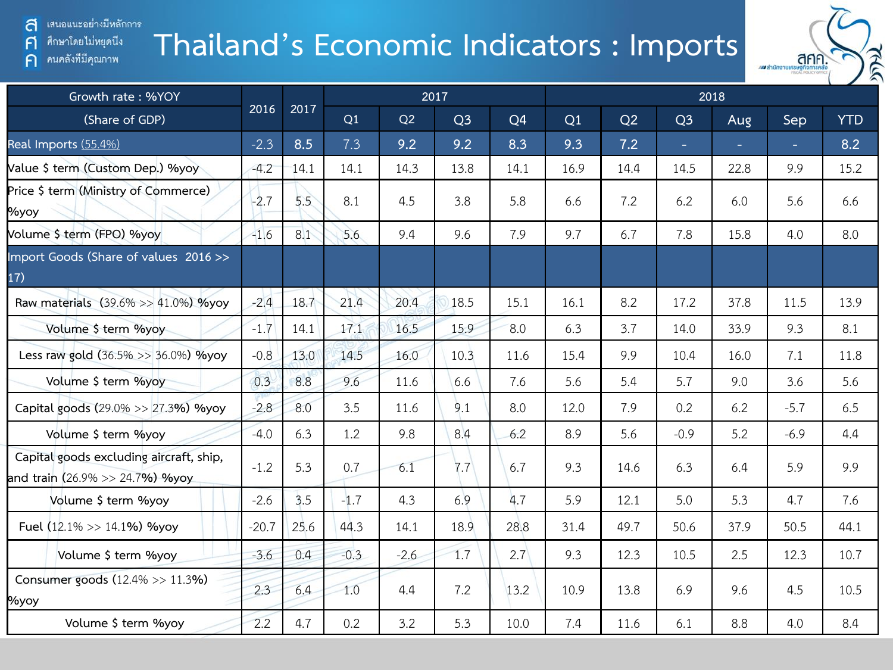# Thailand's Economic Indicators : Imports

| Growth rate : %YOY (Share of GDP) | 2016 | 2017 | 2017 Q1 | 2017 Q2 | 2017 Q3 | 2017 Q4 | 2018 Q1 | 2018 Q2 | 2018 Q3 | 2018 Aug | 2018 Sep | 2018 YTD |
|---|---|---|---|---|---|---|---|---|---|---|---|---|
| Real Imports (55.4%) | -2.3 | 8.5 | 7.3 | 9.2 | 9.2 | 8.3 | 9.3 | 7.2 | - | - | - | 8.2 |
| Value $ term (Custom Dep.) %yoy | -4.2 | 14.1 | 14.1 | 14.3 | 13.8 | 14.1 | 16.9 | 14.4 | 14.5 | 22.8 | 9.9 | 15.2 |
| Price $ term (Ministry of Commerce) %yoy | -2.7 | 5.5 | 8.1 | 4.5 | 3.8 | 5.8 | 6.6 | 7.2 | 6.2 | 6.0 | 5.6 | 6.6 |
| Volume $ term (FPO) %yoy | -1.6 | 8.1 | 5.6 | 9.4 | 9.6 | 7.9 | 9.7 | 6.7 | 7.8 | 15.8 | 4.0 | 8.0 |
| Import Goods (Share of values 2016 >> 17) | | | | | | | | | | | | |
| Raw materials (39.6% >> 41.0%) %yoy | -2.4 | 18.7 | 21.4 | 20.4 | 18.5 | 15.1 | 16.1 | 8.2 | 17.2 | 37.8 | 11.5 | 13.9 |
| Volume $ term %yoy | -1.7 | 14.1 | 17.1 | 16.5 | 15.9 | 8.0 | 6.3 | 3.7 | 14.0 | 33.9 | 9.3 | 8.1 |
| Less raw gold (36.5% >> 36.0%) %yoy | -0.8 | 13.0 | 14.5 | 16.0 | 10.3 | 11.6 | 15.4 | 9.9 | 10.4 | 16.0 | 7.1 | 11.8 |
| Volume $ term %yoy | 0.3 | 8.8 | 9.6 | 11.6 | 6.6 | 7.6 | 5.6 | 5.4 | 5.7 | 9.0 | 3.6 | 5.6 |
| Capital goods (29.0% >> 27.3%) %yoy | -2.8 | 8.0 | 3.5 | 11.6 | 9.1 | 8.0 | 12.0 | 7.9 | 0.2 | 6.2 | -5.7 | 6.5 |
| Volume $ term %yoy | -4.0 | 6.3 | 1.2 | 9.8 | 8.4 | 6.2 | 8.9 | 5.6 | -0.9 | 5.2 | -6.9 | 4.4 |
| Capital goods excluding aircraft, ship, and train (26.9% >> 24.7%) %yoy | -1.2 | 5.3 | 0.7 | 6.1 | 7.7 | 6.7 | 9.3 | 14.6 | 6.3 | 6.4 | 5.9 | 9.9 |
| Volume $ term %yoy | -2.6 | 3.5 | -1.7 | 4.3 | 6.9 | 4.7 | 5.9 | 12.1 | 5.0 | 5.3 | 4.7 | 7.6 |
| Fuel (12.1% >> 14.1%) %yoy | -20.7 | 25.6 | 44.3 | 14.1 | 18.9 | 28.8 | 31.4 | 49.7 | 50.6 | 37.9 | 50.5 | 44.1 |
| Volume $ term %yoy | -3.6 | 0.4 | -0.3 | -2.6 | 1.7 | 2.7 | 9.3 | 12.3 | 10.5 | 2.5 | 12.3 | 10.7 |
| Consumer goods (12.4% >> 11.3%) %yoy | 2.3 | 6.4 | 1.0 | 4.4 | 7.2 | 13.2 | 10.9 | 13.8 | 6.9 | 9.6 | 4.5 | 10.5 |
| Volume $ term %yoy | 2.2 | 4.7 | 0.2 | 3.2 | 5.3 | 10.0 | 7.4 | 11.6 | 6.1 | 8.8 | 4.0 | 8.4 |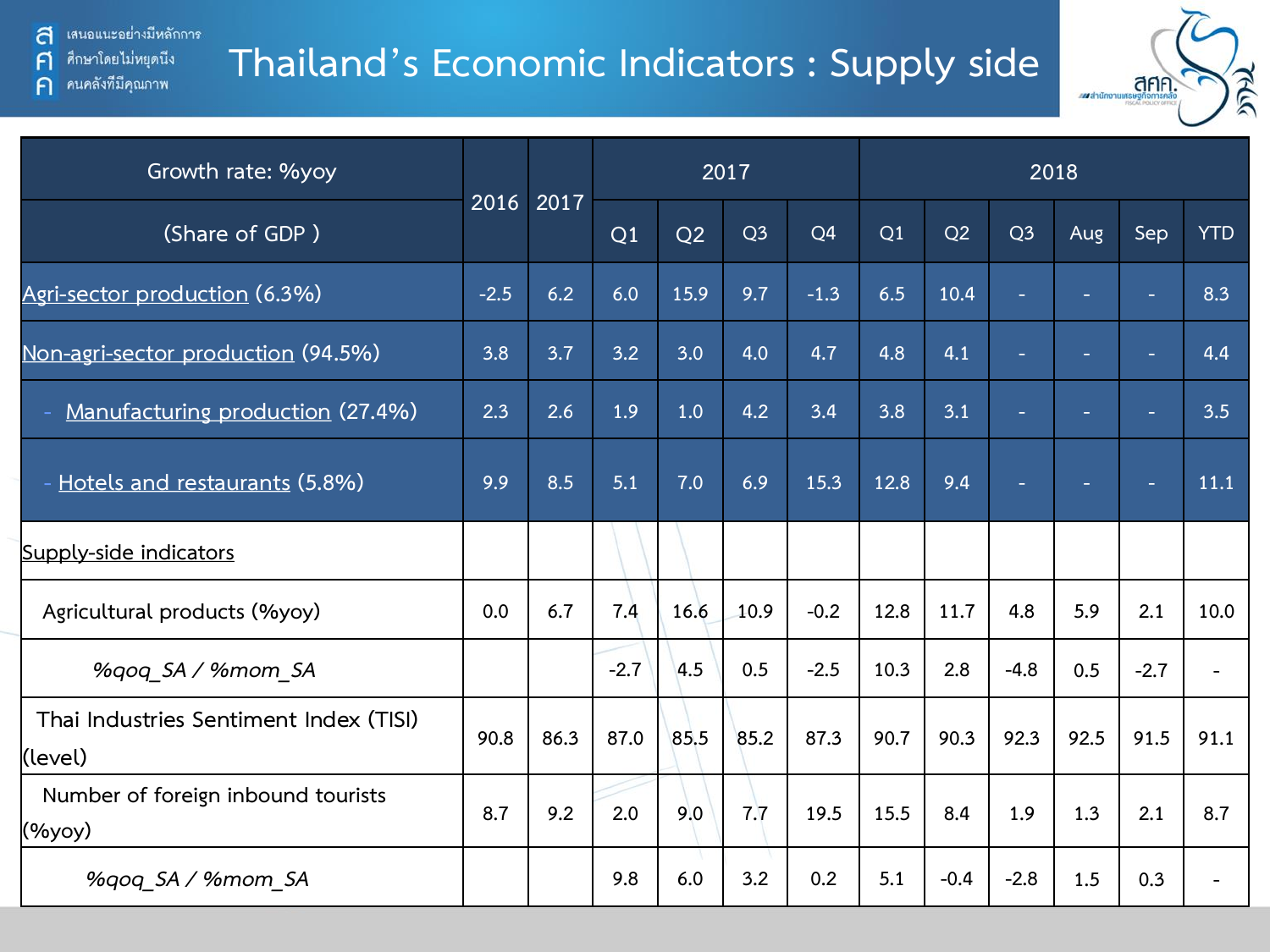# Thailand's Economic Indicators : Supply side

| Growth rate: %yoy | 2016 | 2017 | 2017 | | | | 2018 | | | | | |
|---|---|---|---|---|---|---|---|---|---|---|---|---|
| (Share of GDP ) | | | Q1 | Q2 | Q3 | Q4 | Q1 | Q2 | Q3 | Aug | Sep | YTD |
| Agri-sector production (6.3%) | -2.5 | 6.2 | 6.0 | 15.9 | 9.7 | -1.3 | 6.5 | 10.4 | - | - | - | 8.3 |
| Non-agri-sector production (94.5%) | 3.8 | 3.7 | 3.2 | 3.0 | 4.0 | 4.7 | 4.8 | 4.1 | - | - | - | 4.4 |
| - Manufacturing production (27.4%) | 2.3 | 2.6 | 1.9 | 1.0 | 4.2 | 3.4 | 3.8 | 3.1 | - | - | - | 3.5 |
| - Hotels and restaurants (5.8%) | 9.9 | 8.5 | 5.1 | 7.0 | 6.9 | 15.3 | 12.8 | 9.4 | - | - | - | 11.1 |
| Supply-side indicators | | | | | | | | | | | | |
| Agricultural products (%yoy) | 0.0 | 6.7 | 7.4 | 16.6 | 10.9 | -0.2 | 12.8 | 11.7 | 4.8 | 5.9 | 2.1 | 10.0 |
| *%qoq_SA / %mom_SA* | | | -2.7 | 4.5 | 0.5 | -2.5 | 10.3 | 2.8 | -4.8 | 0.5 | -2.7 | - |
| Thai Industries Sentiment Index (TISI) (level) | 90.8 | 86.3 | 87.0 | 85.5 | 85.2 | 87.3 | 90.7 | 90.3 | 92.3 | 92.5 | 91.5 | 91.1 |
| Number of foreign inbound tourists (%yoy) | 8.7 | 9.2 | 2.0 | 9.0 | 7.7 | 19.5 | 15.5 | 8.4 | 1.9 | 1.3 | 2.1 | 8.7 |
| *%qoq_SA / %mom_SA* | | | 9.8 | 6.0 | 3.2 | 0.2 | 5.1 | -0.4 | -2.8 | 1.5 | 0.3 | - |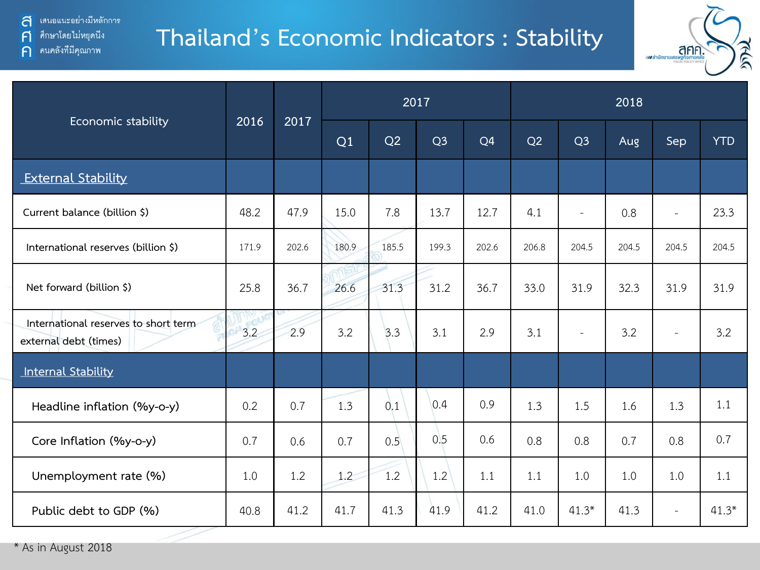# Thailand's Economic Indicators : Stability

| Economic stability | 2016 | 2017 | 2017 | | | | 2018 | | | | |
|---|---|---|---|---|---|---|---|---|---|---|---|
| | | | Q1 | Q2 | Q3 | Q4 | Q2 | Q3 | Aug | Sep | YTD |
| External Stability | | | | | | | | | | | |
| Current balance (billion $) | 48.2 | 47.9 | 15.0 | 7.8 | 13.7 | 12.7 | 4.1 | - | 0.8 | - | 23.3 |
| International reserves (billion $) | 171.9 | 202.6 | 180.9 | 185.5 | 199.3 | 202.6 | 206.8 | 204.5 | 204.5 | 204.5 | 204.5 |
| Net forward (billion $) | 25.8 | 36.7 | 26.6 | 31.3 | 31.2 | 36.7 | 33.0 | 31.9 | 32.3 | 31.9 | 31.9 |
| International reserves to short term external debt (times) | 3.2 | 2.9 | 3.2 | 3.3 | 3.1 | 2.9 | 3.1 | - | 3.2 | - | 3.2 |
| Internal Stability | | | | | | | | | | | |
| Headline inflation (%y-o-y) | 0.2 | 0.7 | 1.3 | 0.1 | 0.4 | 0.9 | 1.3 | 1.5 | 1.6 | 1.3 | 1.1 |
| Core Inflation (%y-o-y) | 0.7 | 0.6 | 0.7 | 0.5 | 0.5 | 0.6 | 0.8 | 0.8 | 0.7 | 0.8 | 0.7 |
| Unemployment rate (%) | 1.0 | 1.2 | 1.2 | 1.2 | 1.2 | 1.1 | 1.1 | 1.0 | 1.0 | 1.0 | 1.1 |
| Public debt to GDP (%) | 40.8 | 41.2 | 41.7 | 41.3 | 41.9 | 41.2 | 41.0 | 41.3* | 41.3 | - | 41.3* |

* As in August 2018